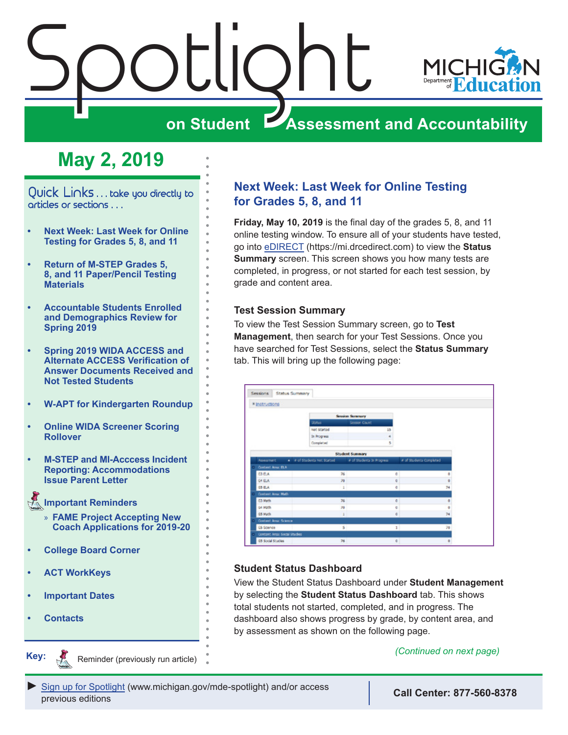# Spotlight on Student Assessment and Accountability

MICHIGAN Department of Education

## May 2, 2019

Quick Links . . . take you directly to articles or sections . . .

- Next Week: Last Week for Online Testing for Grades 5, 8, and 11
- Return of M-STEP Grades 5, 8, and 11 Paper/Pencil Testing Materials
- Accountable Students Enrolled and Demographics Review for Spring 2019
- Spring 2019 WIDA ACCESS and Alternate ACCESS Verification of Answer Documents Received and Not Tested Students
- W-APT for Kindergarten Roundup
- Online WIDA Screener Scoring Rollover
- M-STEP and MI-Acccess Incident Reporting: Accommodations Issue Parent Letter
- Important Reminders
  - » FAME Project Accepting New Coach Applications for 2019-20
- College Board Corner
- ACT WorkKeys
- Important Dates
- Contacts

**Key:** Reminder (previously run article)

## Next Week: Last Week for Online Testing for Grades 5, 8, and 11

**Friday, May 10, 2019** is the final day of the grades 5, 8, and 11 online testing window. To ensure all of your students have tested, go into eDIRECT (https://mi.drcedirect.com) to view the **Status Summary** screen. This screen shows you how many tests are completed, in progress, or not started for each test session, by grade and content area.

### Test Session Summary

To view the Test Session Summary screen, go to **Test Management**, then search for your Test Sessions. Once you have searched for Test Sessions, select the **Status Summary** tab. This will bring up the following page:

Sessions | Status Summary

Instructions

Session Summary

| Status | Session Count |
|---|---|
| Not Started | 15 |
| In Progress | 4 |
| Completed | 5 |

Student Summary

| Assessment | # of Students Not Started | # of Students In Progress | # of Students Completed |
|---|---|---|---|
| Content Area: ELA | | | |
| G3 ELA | 76 | 0 | 0 |
| G4 ELA | 70 | 0 | 0 |
| G5 ELA | 1 | 0 | 74 |
| Content Area: Math | | | |
| G3 Math | 76 | 0 | 0 |
| G4 Math | 70 | 0 | 0 |
| G5 Math | 1 | 0 | 74 |
| Content Area: Science | | | |
| G5 Science | 5 | 1 | 70 |
| Content Area: Social Studies | | | |
| G5 Social Studies | 76 | 0 | 0 |

### Student Status Dashboard

View the Student Status Dashboard under **Student Management** by selecting the **Student Status Dashboard** tab. This shows total students not started, completed, and in progress. The dashboard also shows progress by grade, by content area, and by assessment as shown on the following page.

*(Continued on next page)*

Sign up for Spotlight (www.michigan.gov/mde-spotlight) and/or access previous editions

**Call Center: 877-560-8378**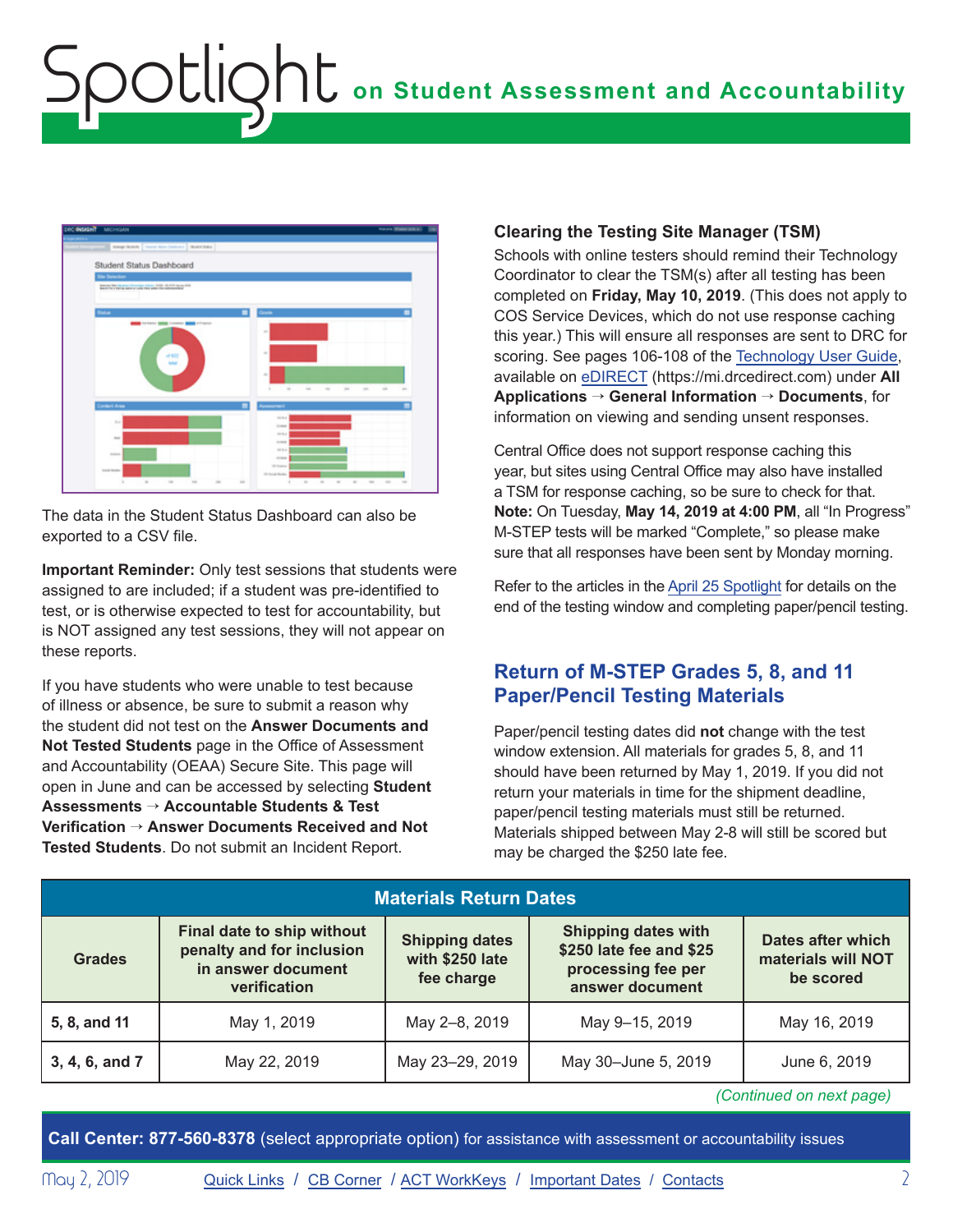The data in the Student Status Dashboard can also be exported to a CSV file.

**Important Reminder:** Only test sessions that students were assigned to are included; if a student was pre-identified to test, or is otherwise expected to test for accountability, but is NOT assigned any test sessions, they will not appear on these reports.

If you have students who were unable to test because of illness or absence, be sure to submit a reason why the student did not test on the **Answer Documents and Not Tested Students** page in the Office of Assessment and Accountability (OEAA) Secure Site. This page will open in June and can be accessed by selecting **Student Assessments** → **Accountable Students & Test Verification** → **Answer Documents Received and Not Tested Students**. Do not submit an Incident Report.

### Clearing the Testing Site Manager (TSM)

Schools with online testers should remind their Technology Coordinator to clear the TSM(s) after all testing has been completed on **Friday, May 10, 2019**. (This does not apply to COS Service Devices, which do not use response caching this year.) This will ensure all responses are sent to DRC for scoring. See pages 106-108 of the Technology User Guide, available on eDIRECT (https://mi.drcedirect.com) under **All Applications** → **General Information** → **Documents**, for information on viewing and sending unsent responses.

Central Office does not support response caching this year, but sites using Central Office may also have installed a TSM for response caching, so be sure to check for that.

**Note:** On Tuesday, **May 14, 2019 at 4:00 PM**, all "In Progress" M-STEP tests will be marked "Complete," so please make sure that all responses have been sent by Monday morning.

Refer to the articles in the April 25 Spotlight for details on the end of the testing window and completing paper/pencil testing.

## Return of M-STEP Grades 5, 8, and 11 Paper/Pencil Testing Materials

Paper/pencil testing dates did **not** change with the test window extension. All materials for grades 5, 8, and 11 should have been returned by May 1, 2019. If you did not return your materials in time for the shipment deadline, paper/pencil testing materials must still be returned. Materials shipped between May 2-8 will still be scored but may be charged the $250 late fee.

**Materials Return Dates**

| Grades | Final date to ship without penalty and for inclusion in answer document verification | Shipping dates with $250 late fee charge | Shipping dates with $250 late fee and $25 processing fee per answer document | Dates after which materials will NOT be scored |
|---|---|---|---|---|
| 5, 8, and 11 | May 1, 2019 | May 2–8, 2019 | May 9–15, 2019 | May 16, 2019 |
| 3, 4, 6, and 7 | May 22, 2019 | May 23–29, 2019 | May 30–June 5, 2019 | June 6, 2019 |

*(Continued on next page)*

**Call Center: 877-560-8378** (select appropriate option) for assistance with assessment or accountability issues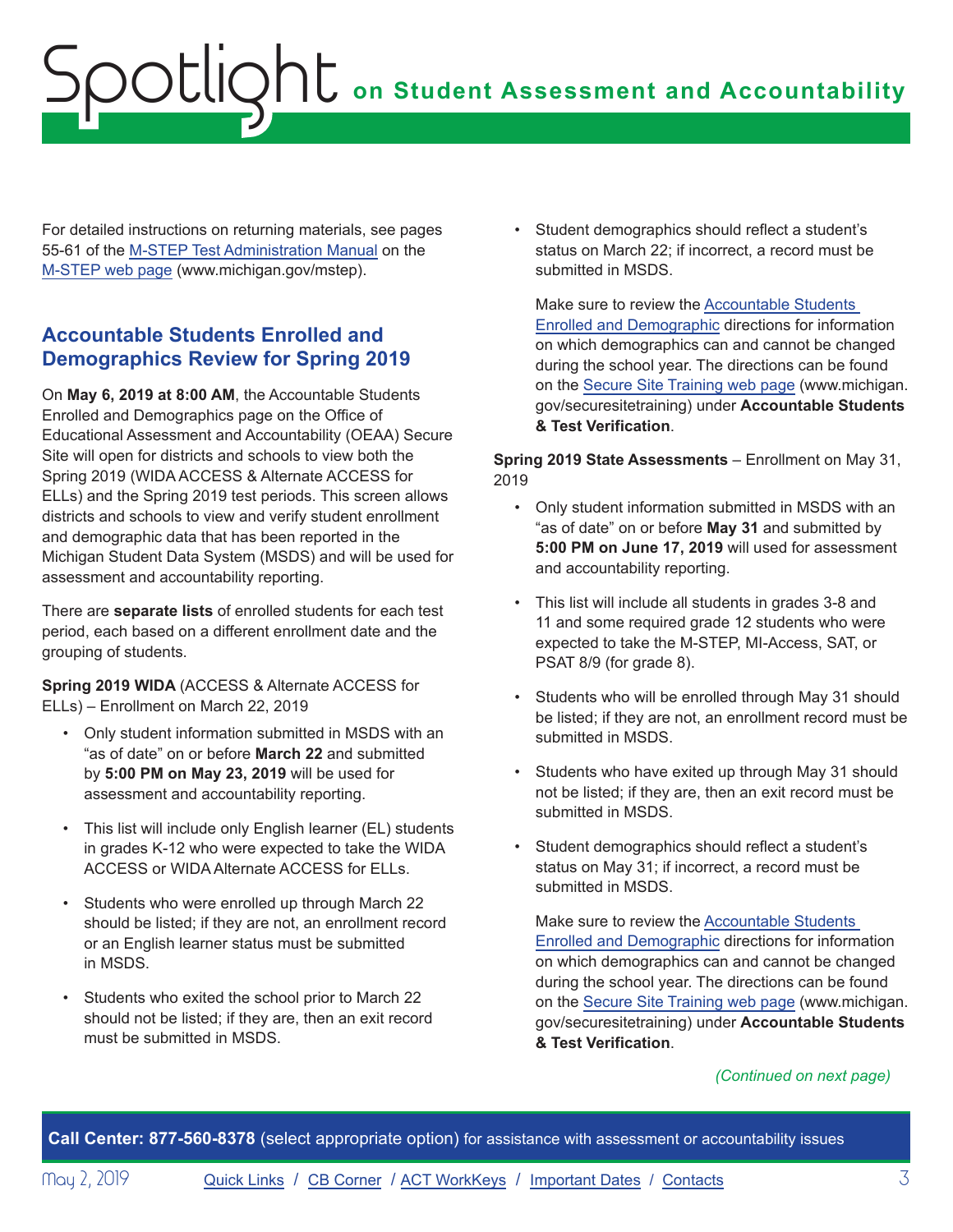For detailed instructions on returning materials, see pages 55-61 of the M-STEP Test Administration Manual on the M-STEP web page (www.michigan.gov/mstep).

## Accountable Students Enrolled and Demographics Review for Spring 2019

On **May 6, 2019 at 8:00 AM**, the Accountable Students Enrolled and Demographics page on the Office of Educational Assessment and Accountability (OEAA) Secure Site will open for districts and schools to view both the Spring 2019 (WIDA ACCESS & Alternate ACCESS for ELLs) and the Spring 2019 test periods. This screen allows districts and schools to view and verify student enrollment and demographic data that has been reported in the Michigan Student Data System (MSDS) and will be used for assessment and accountability reporting.

There are **separate lists** of enrolled students for each test period, each based on a different enrollment date and the grouping of students.

**Spring 2019 WIDA** (ACCESS & Alternate ACCESS for ELLs) – Enrollment on March 22, 2019

- Only student information submitted in MSDS with an “as of date” on or before **March 22** and submitted by **5:00 PM on May 23, 2019** will be used for assessment and accountability reporting.
- This list will include only English learner (EL) students in grades K-12 who were expected to take the WIDA ACCESS or WIDA Alternate ACCESS for ELLs.
- Students who were enrolled up through March 22 should be listed; if they are not, an enrollment record or an English learner status must be submitted in MSDS.
- Students who exited the school prior to March 22 should not be listed; if they are, then an exit record must be submitted in MSDS.
- Student demographics should reflect a student’s status on March 22; if incorrect, a record must be submitted in MSDS.

  Make sure to review the Accountable Students Enrolled and Demographic directions for information on which demographics can and cannot be changed during the school year. The directions can be found on the Secure Site Training web page (www.michigan.gov/securesitetraining) under **Accountable Students & Test Verification**.

**Spring 2019 State Assessments** – Enrollment on May 31, 2019

- Only student information submitted in MSDS with an “as of date” on or before **May 31** and submitted by **5:00 PM on June 17, 2019** will used for assessment and accountability reporting.
- This list will include all students in grades 3-8 and 11 and some required grade 12 students who were expected to take the M-STEP, MI-Access, SAT, or PSAT 8/9 (for grade 8).
- Students who will be enrolled through May 31 should be listed; if they are not, an enrollment record must be submitted in MSDS.
- Students who have exited up through May 31 should not be listed; if they are, then an exit record must be submitted in MSDS.
- Student demographics should reflect a student’s status on May 31; if incorrect, a record must be submitted in MSDS.

  Make sure to review the Accountable Students Enrolled and Demographic directions for information on which demographics can and cannot be changed during the school year. The directions can be found on the Secure Site Training web page (www.michigan.gov/securesitetraining) under **Accountable Students & Test Verification**.

*(Continued on next page)*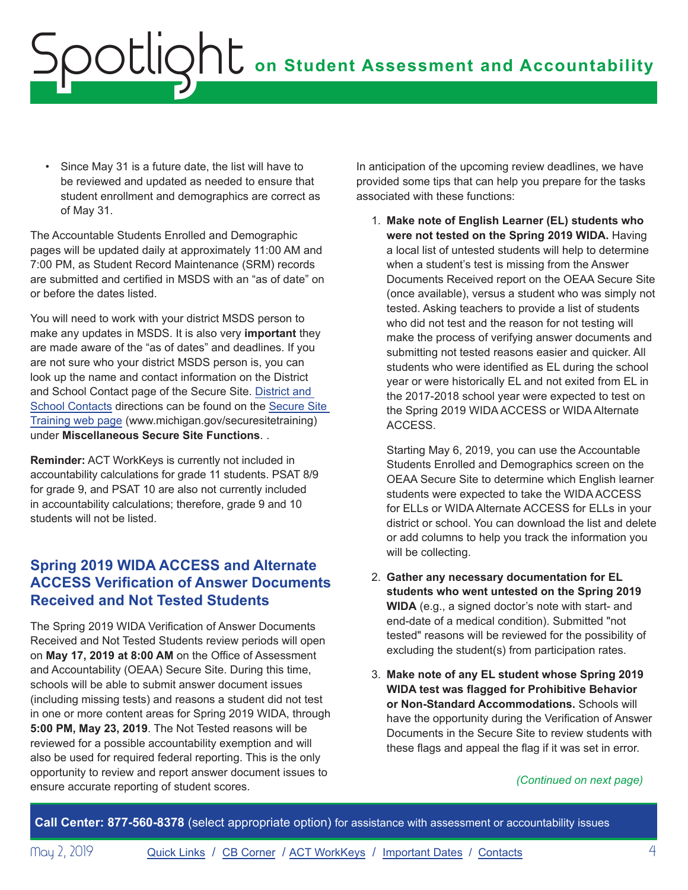- Since May 31 is a future date, the list will have to be reviewed and updated as needed to ensure that student enrollment and demographics are correct as of May 31.

The Accountable Students Enrolled and Demographic pages will be updated daily at approximately 11:00 AM and 7:00 PM, as Student Record Maintenance (SRM) records are submitted and certified in MSDS with an "as of date" on or before the dates listed.

You will need to work with your district MSDS person to make any updates in MSDS. It is also very **important** they are made aware of the "as of dates" and deadlines. If you are not sure who your district MSDS person is, you can look up the name and contact information on the District and School Contact page of the Secure Site. District and School Contacts directions can be found on the Secure Site Training web page (www.michigan.gov/securesitetraining) under **Miscellaneous Secure Site Functions**. .

**Reminder:** ACT WorkKeys is currently not included in accountability calculations for grade 11 students. PSAT 8/9 for grade 9, and PSAT 10 are also not currently included in accountability calculations; therefore, grade 9 and 10 students will not be listed.

## Spring 2019 WIDA ACCESS and Alternate ACCESS Verification of Answer Documents Received and Not Tested Students

The Spring 2019 WIDA Verification of Answer Documents Received and Not Tested Students review periods will open on **May 17, 2019 at 8:00 AM** on the Office of Assessment and Accountability (OEAA) Secure Site. During this time, schools will be able to submit answer document issues (including missing tests) and reasons a student did not test in one or more content areas for Spring 2019 WIDA, through **5:00 PM, May 23, 2019**. The Not Tested reasons will be reviewed for a possible accountability exemption and will also be used for required federal reporting. This is the only opportunity to review and report answer document issues to ensure accurate reporting of student scores.

In anticipation of the upcoming review deadlines, we have provided some tips that can help you prepare for the tasks associated with these functions:

1. **Make note of English Learner (EL) students who were not tested on the Spring 2019 WIDA.** Having a local list of untested students will help to determine when a student's test is missing from the Answer Documents Received report on the OEAA Secure Site (once available), versus a student who was simply not tested. Asking teachers to provide a list of students who did not test and the reason for not testing will make the process of verifying answer documents and submitting not tested reasons easier and quicker. All students who were identified as EL during the school year or were historically EL and not exited from EL in the 2017-2018 school year were expected to test on the Spring 2019 WIDA ACCESS or WIDA Alternate ACCESS.

   Starting May 6, 2019, you can use the Accountable Students Enrolled and Demographics screen on the OEAA Secure Site to determine which English learner students were expected to take the WIDA ACCESS for ELLs or WIDA Alternate ACCESS for ELLs in your district or school. You can download the list and delete or add columns to help you track the information you will be collecting.

2. **Gather any necessary documentation for EL students who went untested on the Spring 2019 WIDA** (e.g., a signed doctor's note with start- and end-date of a medical condition). Submitted "not tested" reasons will be reviewed for the possibility of excluding the student(s) from participation rates.

3. **Make note of any EL student whose Spring 2019 WIDA test was flagged for Prohibitive Behavior or Non-Standard Accommodations.** Schools will have the opportunity during the Verification of Answer Documents in the Secure Site to review students with these flags and appeal the flag if it was set in error.

*(Continued on next page)*

**Call Center: 877-560-8378** (select appropriate option) for assistance with assessment or accountability issues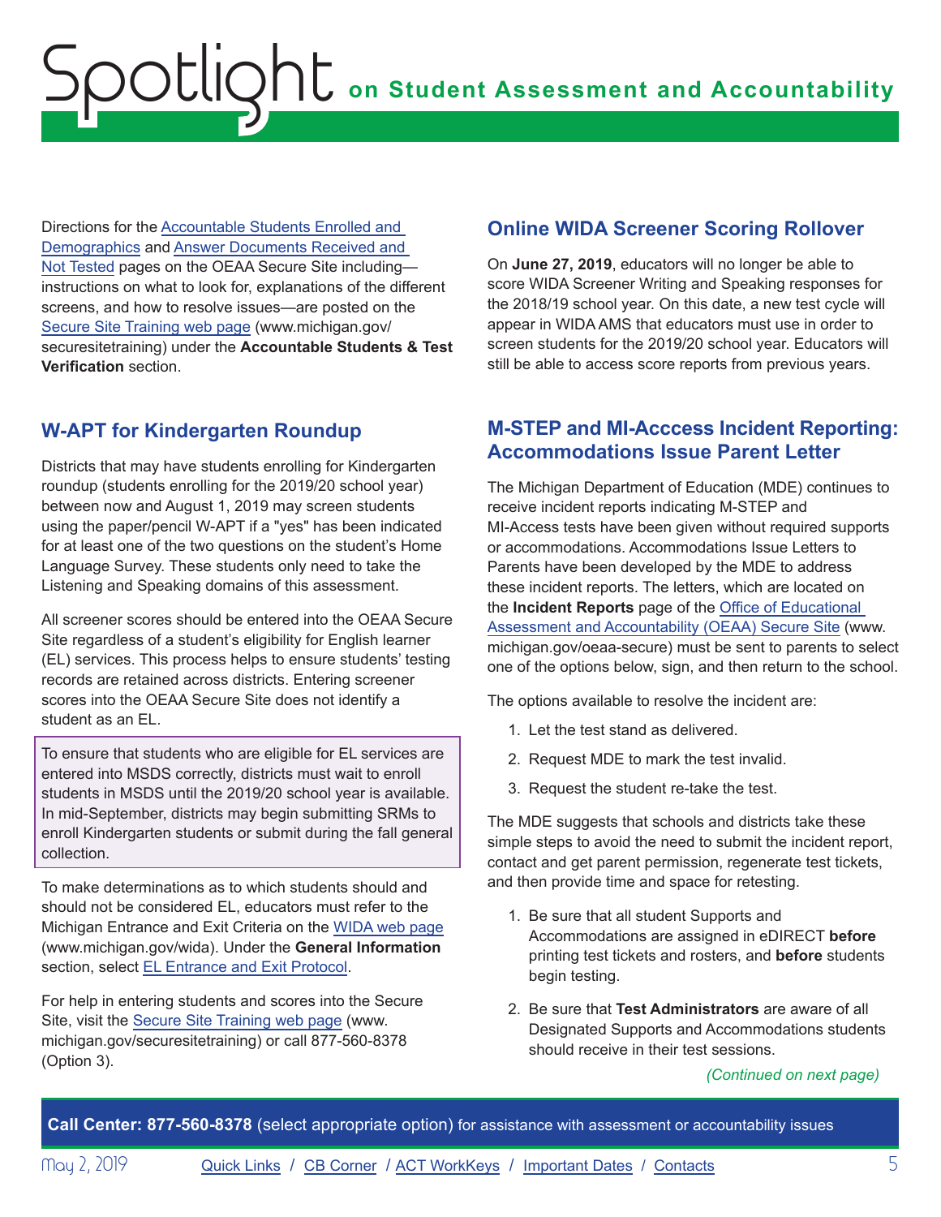Directions for the Accountable Students Enrolled and Demographics and Answer Documents Received and Not Tested pages on the OEAA Secure Site including—instructions on what to look for, explanations of the different screens, and how to resolve issues—are posted on the Secure Site Training web page (www.michigan.gov/securesitetraining) under the **Accountable Students & Test Verification** section.

## W-APT for Kindergarten Roundup

Districts that may have students enrolling for Kindergarten roundup (students enrolling for the 2019/20 school year) between now and August 1, 2019 may screen students using the paper/pencil W-APT if a "yes" has been indicated for at least one of the two questions on the student's Home Language Survey. These students only need to take the Listening and Speaking domains of this assessment.

All screener scores should be entered into the OEAA Secure Site regardless of a student's eligibility for English learner (EL) services. This process helps to ensure students' testing records are retained across districts. Entering screener scores into the OEAA Secure Site does not identify a student as an EL.

To ensure that students who are eligible for EL services are entered into MSDS correctly, districts must wait to enroll students in MSDS until the 2019/20 school year is available. In mid-September, districts may begin submitting SRMs to enroll Kindergarten students or submit during the fall general collection.

To make determinations as to which students should and should not be considered EL, educators must refer to the Michigan Entrance and Exit Criteria on the WIDA web page (www.michigan.gov/wida). Under the **General Information** section, select EL Entrance and Exit Protocol.

For help in entering students and scores into the Secure Site, visit the Secure Site Training web page (www.michigan.gov/securesitetraining) or call 877-560-8378 (Option 3).

## Online WIDA Screener Scoring Rollover

On **June 27, 2019**, educators will no longer be able to score WIDA Screener Writing and Speaking responses for the 2018/19 school year. On this date, a new test cycle will appear in WIDA AMS that educators must use in order to screen students for the 2019/20 school year. Educators will still be able to access score reports from previous years.

## M-STEP and MI-Acccess Incident Reporting: Accommodations Issue Parent Letter

The Michigan Department of Education (MDE) continues to receive incident reports indicating M-STEP and MI-Access tests have been given without required supports or accommodations. Accommodations Issue Letters to Parents have been developed by the MDE to address these incident reports. The letters, which are located on the **Incident Reports** page of the Office of Educational Assessment and Accountability (OEAA) Secure Site (www.michigan.gov/oeaa-secure) must be sent to parents to select one of the options below, sign, and then return to the school.

The options available to resolve the incident are:

1. Let the test stand as delivered.
2. Request MDE to mark the test invalid.
3. Request the student re-take the test.

The MDE suggests that schools and districts take these simple steps to avoid the need to submit the incident report, contact and get parent permission, regenerate test tickets, and then provide time and space for retesting.

1. Be sure that all student Supports and Accommodations are assigned in eDIRECT **before** printing test tickets and rosters, and **before** students begin testing.
2. Be sure that **Test Administrators** are aware of all Designated Supports and Accommodations students should receive in their test sessions.

*(Continued on next page)*

**Call Center: 877-560-8378** (select appropriate option) for assistance with assessment or accountability issues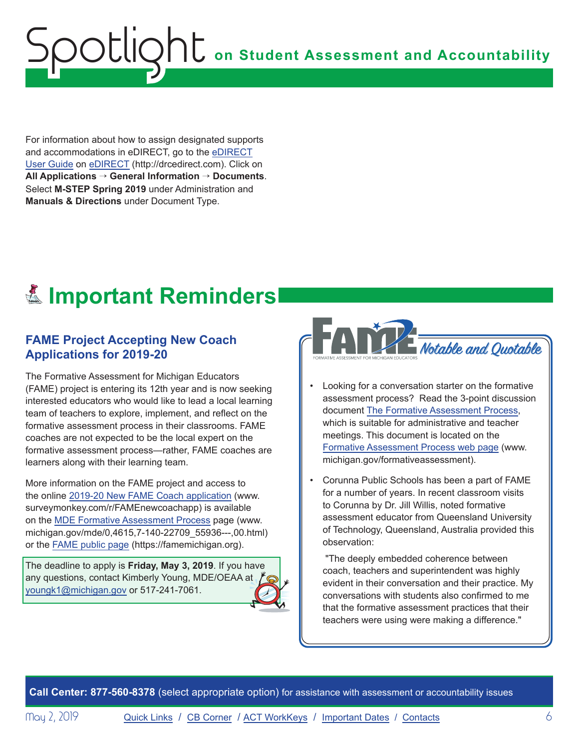For information about how to assign designated supports and accommodations in eDIRECT, go to the eDIRECT User Guide on eDIRECT (http://drcedirect.com). Click on **All Applications** → **General Information** → **Documents**. Select **M-STEP Spring 2019** under Administration and **Manuals & Directions** under Document Type.

# Important Reminders

## FAME Project Accepting New Coach Applications for 2019-20

The Formative Assessment for Michigan Educators (FAME) project is entering its 12th year and is now seeking interested educators who would like to lead a local learning team of teachers to explore, implement, and reflect on the formative assessment process in their classrooms. FAME coaches are not expected to be the local expert on the formative assessment process—rather, FAME coaches are learners along with their learning team.

More information on the FAME project and access to the online 2019-20 New FAME Coach application (www.surveymonkey.com/r/FAMEnewcoachapp) is available on the MDE Formative Assessment Process page (www.michigan.gov/mde/0,4615,7-140-22709_55936---,00.html) or the FAME public page (https://famemichigan.org).

The deadline to apply is **Friday, May 3, 2019**. If you have any questions, contact Kimberly Young, MDE/OEAA at youngk1@michigan.gov or 517-241-7061.

## FAME Notable and Quotable

FORMATIVE ASSESSMENT FOR MICHIGAN EDUCATORS

- Looking for a conversation starter on the formative assessment process? Read the 3-point discussion document The Formative Assessment Process, which is suitable for administrative and teacher meetings. This document is located on the Formative Assessment Process web page (www.michigan.gov/formativeassessment).
- Corunna Public Schools has been a part of FAME for a number of years. In recent classroom visits to Corunna by Dr. Jill Willis, noted formative assessment educator from Queensland University of Technology, Queensland, Australia provided this observation:

  "The deeply embedded coherence between coach, teachers and superintendent was highly evident in their conversation and their practice. My conversations with students also confirmed to me that the formative assessment practices that their teachers were using were making a difference."

**Call Center: 877-560-8378** (select appropriate option) for assistance with assessment or accountability issues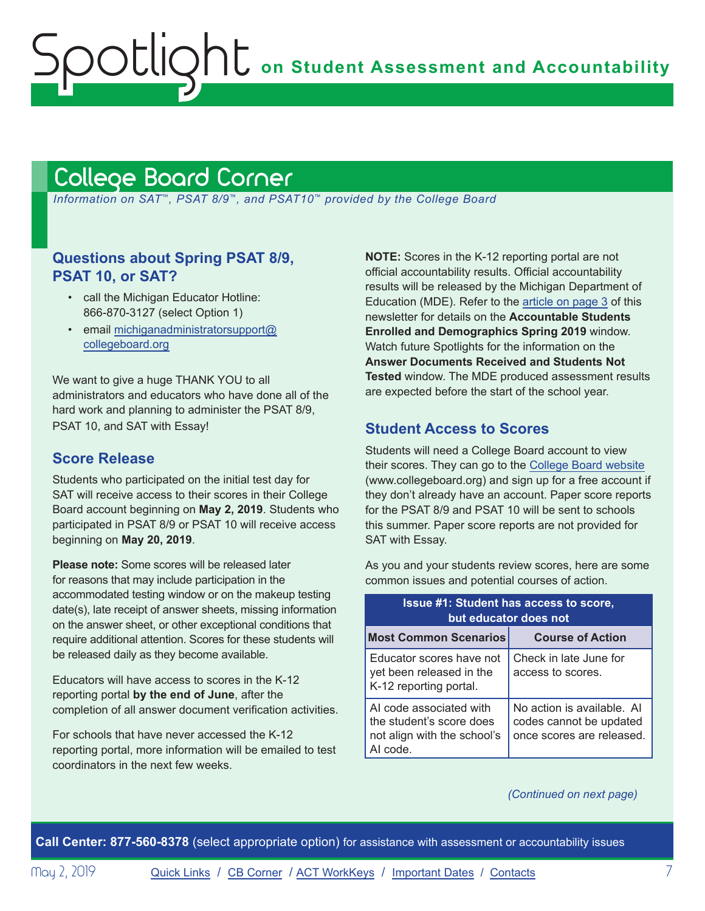## College Board Corner

*Information on SAT™, PSAT 8/9™, and PSAT10™ provided by the College Board*

### Questions about Spring PSAT 8/9, PSAT 10, or SAT?

- call the Michigan Educator Hotline: 866-870-3127 (select Option 1)
- email michiganadministratorsupport@collegeboard.org

We want to give a huge THANK YOU to all administrators and educators who have done all of the hard work and planning to administer the PSAT 8/9, PSAT 10, and SAT with Essay!

### Score Release

Students who participated on the initial test day for SAT will receive access to their scores in their College Board account beginning on **May 2, 2019**. Students who participated in PSAT 8/9 or PSAT 10 will receive access beginning on **May 20, 2019**.

**Please note:** Some scores will be released later for reasons that may include participation in the accommodated testing window or on the makeup testing date(s), late receipt of answer sheets, missing information on the answer sheet, or other exceptional conditions that require additional attention. Scores for these students will be released daily as they become available.

Educators will have access to scores in the K-12 reporting portal **by the end of June**, after the completion of all answer document verification activities.

For schools that have never accessed the K-12 reporting portal, more information will be emailed to test coordinators in the next few weeks.

**NOTE:** Scores in the K-12 reporting portal are not official accountability results. Official accountability results will be released by the Michigan Department of Education (MDE). Refer to the article on page 3 of this newsletter for details on the **Accountable Students Enrolled and Demographics Spring 2019** window. Watch future Spotlights for the information on the **Answer Documents Received and Students Not Tested** window. The MDE produced assessment results are expected before the start of the school year.

### Student Access to Scores

Students will need a College Board account to view their scores. They can go to the College Board website (www.collegeboard.org) and sign up for a free account if they don't already have an account. Paper score reports for the PSAT 8/9 and PSAT 10 will be sent to schools this summer. Paper score reports are not provided for SAT with Essay.

As you and your students review scores, here are some common issues and potential courses of action.

| Issue #1: Student has access to score, but educator does not | |
|---|---|
| **Most Common Scenarios** | **Course of Action** |
| Educator scores have not yet been released in the K-12 reporting portal. | Check in late June for access to scores. |
| AI code associated with the student's score does not align with the school's AI code. | No action is available. AI codes cannot be updated once scores are released. |

*(Continued on next page)*

**Call Center: 877-560-8378** (select appropriate option) for assistance with assessment or accountability issues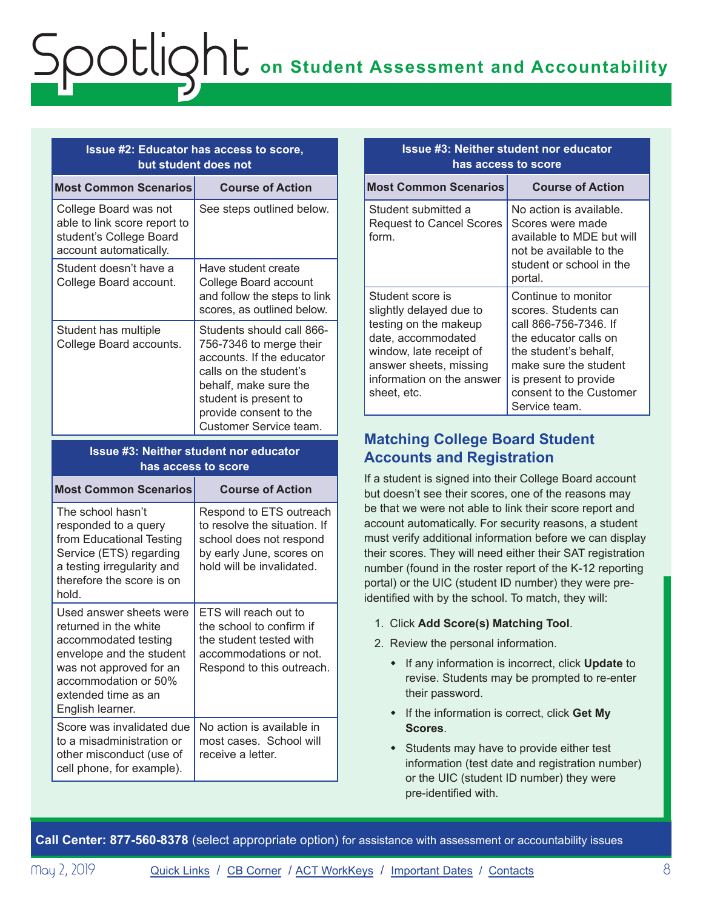| Issue #2: Educator has access to score, but student does not | |
|---|---|
| **Most Common Scenarios** | **Course of Action** |
| College Board was not able to link score report to student's College Board account automatically. | See steps outlined below. |
| Student doesn't have a College Board account. | Have student create College Board account and follow the steps to link scores, as outlined below. |
| Student has multiple College Board accounts. | Students should call 866-756-7346 to merge their accounts. If the educator calls on the student's behalf, make sure the student is present to provide consent to the Customer Service team. |

| Issue #3: Neither student nor educator has access to score | |
|---|---|
| **Most Common Scenarios** | **Course of Action** |
| The school hasn't responded to a query from Educational Testing Service (ETS) regarding a testing irregularity and therefore the score is on hold. | Respond to ETS outreach to resolve the situation. If school does not respond by early June, scores on hold will be invalidated. |
| Used answer sheets were returned in the white accommodated testing envelope and the student was not approved for an accommodation or 50% extended time as an English learner. | ETS will reach out to the school to confirm if the student tested with accommodations or not. Respond to this outreach. |
| Score was invalidated due to a misadministration or other misconduct (use of cell phone, for example). | No action is available in most cases. School will receive a letter. |
| Student submitted a Request to Cancel Scores form. | No action is available. Scores were made available to MDE but will not be available to the student or school in the portal. |
| Student score is slightly delayed due to testing on the makeup date, accommodated window, late receipt of answer sheets, missing information on the answer sheet, etc. | Continue to monitor scores. Students can call 866-756-7346. If the educator calls on the student's behalf, make sure the student is present to provide consent to the Customer Service team. |

## Matching College Board Student Accounts and Registration

If a student is signed into their College Board account but doesn't see their scores, one of the reasons may be that we were not able to link their score report and account automatically. For security reasons, a student must verify additional information before we can display their scores. They will need either their SAT registration number (found in the roster report of the K-12 reporting portal) or the UIC (student ID number) they were pre-identified with by the school. To match, they will:

1. Click **Add Score(s) Matching Tool**.
2. Review the personal information.
   - If any information is incorrect, click **Update** to revise. Students may be prompted to re-enter their password.
   - If the information is correct, click **Get My Scores**.
   - Students may have to provide either test information (test date and registration number) or the UIC (student ID number) they were pre-identified with.

**Call Center: 877-560-8378** (select appropriate option) for assistance with assessment or accountability issues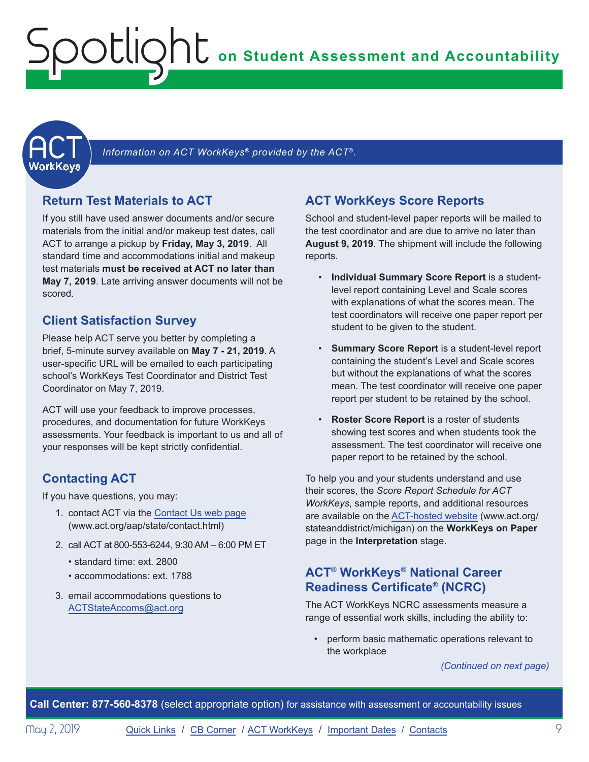*Information on ACT WorkKeys® provided by the ACT®.*

## Return Test Materials to ACT

If you still have used answer documents and/or secure materials from the initial and/or makeup test dates, call ACT to arrange a pickup by **Friday, May 3, 2019**. All standard time and accommodations initial and makeup test materials **must be received at ACT no later than May 7, 2019**. Late arriving answer documents will not be scored.

## Client Satisfaction Survey

Please help ACT serve you better by completing a brief, 5-minute survey available on **May 7 - 21, 2019**. A user-specific URL will be emailed to each participating school's WorkKeys Test Coordinator and District Test Coordinator on May 7, 2019.

ACT will use your feedback to improve processes, procedures, and documentation for future WorkKeys assessments. Your feedback is important to us and all of your responses will be kept strictly confidential.

## Contacting ACT

If you have questions, you may:

1. contact ACT via the Contact Us web page (www.act.org/aap/state/contact.html)
2. call ACT at 800-553-6244, 9:30 AM – 6:00 PM ET
   - standard time: ext. 2800
   - accommodations: ext. 1788
3. email accommodations questions to ACTStateAccoms@act.org

## ACT WorkKeys Score Reports

School and student-level paper reports will be mailed to the test coordinator and are due to arrive no later than **August 9, 2019**. The shipment will include the following reports.

- **Individual Summary Score Report** is a student-level report containing Level and Scale scores with explanations of what the scores mean. The test coordinators will receive one paper report per student to be given to the student.
- **Summary Score Report** is a student-level report containing the student's Level and Scale scores but without the explanations of what the scores mean. The test coordinator will receive one paper report per student to be retained by the school.
- **Roster Score Report** is a roster of students showing test scores and when students took the assessment. The test coordinator will receive one paper report to be retained by the school.

To help you and your students understand and use their scores, the *Score Report Schedule for ACT WorkKeys*, sample reports, and additional resources are available on the ACT-hosted website (www.act.org/stateanddistrict/michigan) on the **WorkKeys on Paper** page in the **Interpretation** stage.

## ACT® WorkKeys® National Career Readiness Certificate® (NCRC)

The ACT WorkKeys NCRC assessments measure a range of essential work skills, including the ability to:

- perform basic mathematic operations relevant to the workplace

*(Continued on next page)*

**Call Center: 877-560-8378** (select appropriate option) for assistance with assessment or accountability issues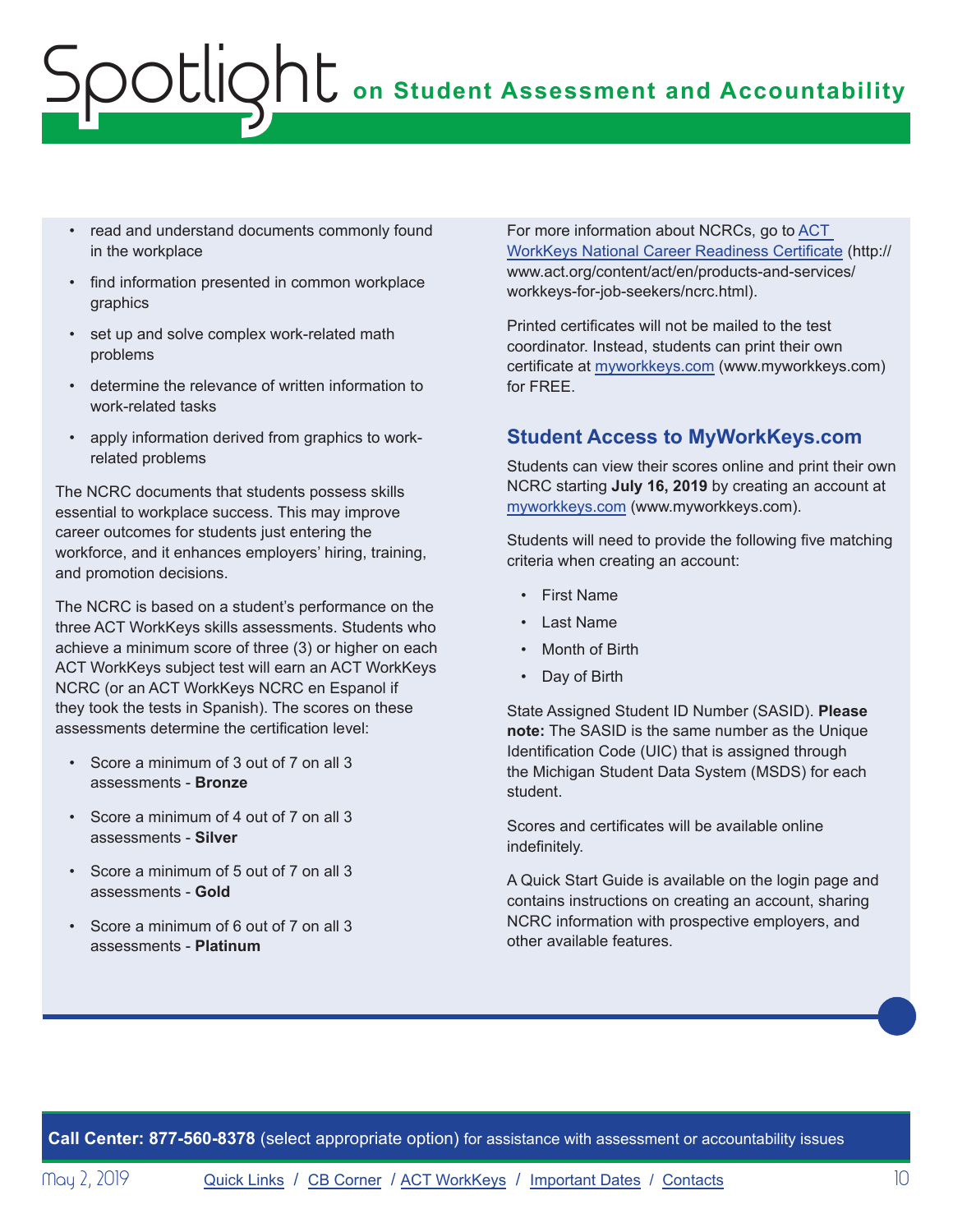- read and understand documents commonly found in the workplace
- find information presented in common workplace graphics
- set up and solve complex work-related math problems
- determine the relevance of written information to work-related tasks
- apply information derived from graphics to work-related problems

The NCRC documents that students possess skills essential to workplace success. This may improve career outcomes for students just entering the workforce, and it enhances employers' hiring, training, and promotion decisions.

The NCRC is based on a student's performance on the three ACT WorkKeys skills assessments. Students who achieve a minimum score of three (3) or higher on each ACT WorkKeys subject test will earn an ACT WorkKeys NCRC (or an ACT WorkKeys NCRC en Espanol if they took the tests in Spanish). The scores on these assessments determine the certification level:

- Score a minimum of 3 out of 7 on all 3 assessments - **Bronze**
- Score a minimum of 4 out of 7 on all 3 assessments - **Silver**
- Score a minimum of 5 out of 7 on all 3 assessments - **Gold**
- Score a minimum of 6 out of 7 on all 3 assessments - **Platinum**

For more information about NCRCs, go to [ACT WorkKeys National Career Readiness Certificate](http://www.act.org/content/act/en/products-and-services/workkeys-for-job-seekers/ncrc.html) (http://www.act.org/content/act/en/products-and-services/workkeys-for-job-seekers/ncrc.html).

Printed certificates will not be mailed to the test coordinator. Instead, students can print their own certificate at [myworkkeys.com](www.myworkkeys.com) (www.myworkkeys.com) for FREE.

## Student Access to MyWorkKeys.com

Students can view their scores online and print their own NCRC starting **July 16, 2019** by creating an account at [myworkkeys.com](www.myworkkeys.com) (www.myworkkeys.com).

Students will need to provide the following five matching criteria when creating an account:

- First Name
- Last Name
- Month of Birth
- Day of Birth

State Assigned Student ID Number (SASID). **Please note:** The SASID is the same number as the Unique Identification Code (UIC) that is assigned through the Michigan Student Data System (MSDS) for each student.

Scores and certificates will be available online indefinitely.

A Quick Start Guide is available on the login page and contains instructions on creating an account, sharing NCRC information with prospective employers, and other available features.

**Call Center: 877-560-8378** (select appropriate option) for assistance with assessment or accountability issues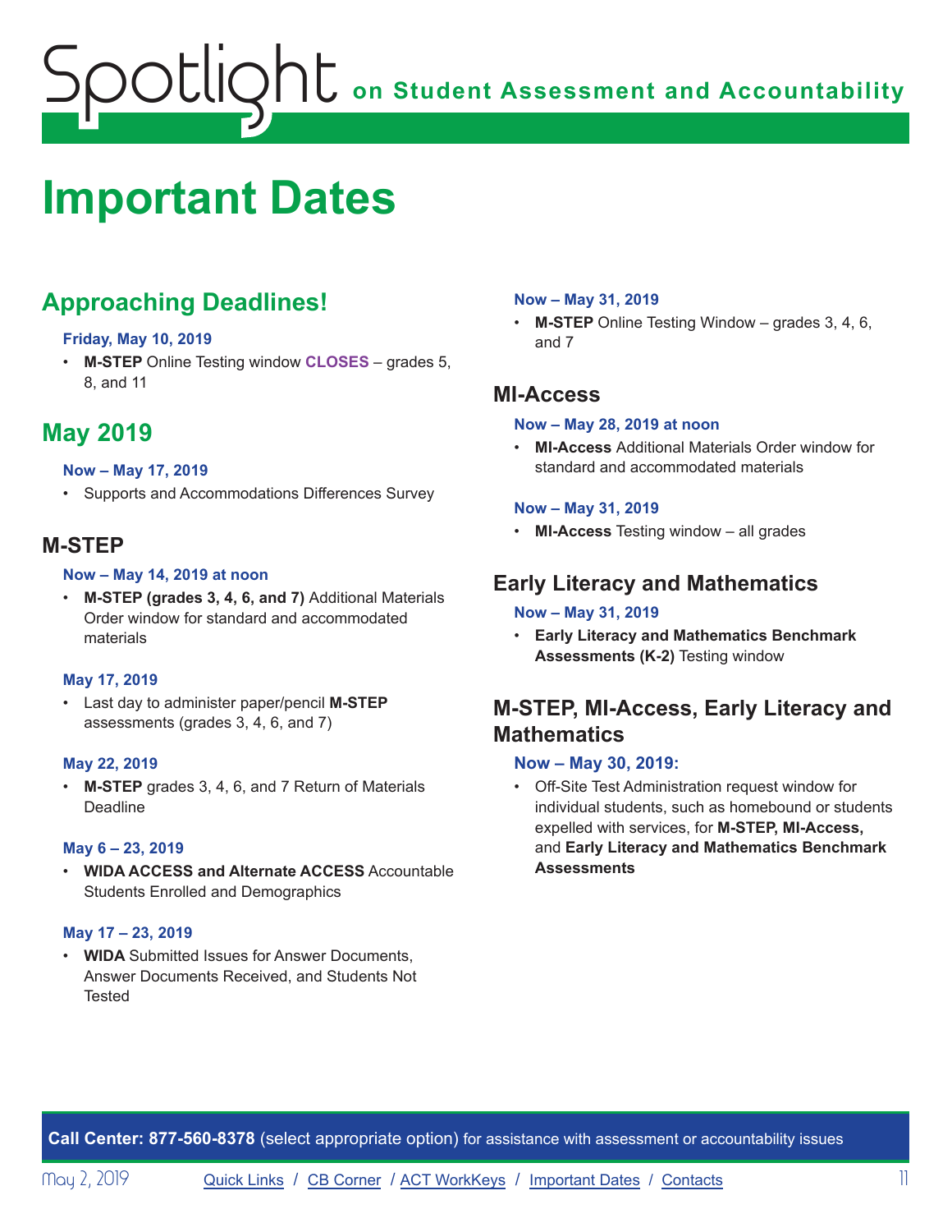# Important Dates

## Approaching Deadlines!

#### Friday, May 10, 2019

- **M-STEP** Online Testing window **CLOSES** – grades 5, 8, and 11

## May 2019

#### Now – May 17, 2019

- Supports and Accommodations Differences Survey

### M-STEP

#### Now – May 14, 2019 at noon

- **M-STEP (grades 3, 4, 6, and 7)** Additional Materials Order window for standard and accommodated materials

#### May 17, 2019

- Last day to administer paper/pencil **M-STEP** assessments (grades 3, 4, 6, and 7)

#### May 22, 2019

- **M-STEP** grades 3, 4, 6, and 7 Return of Materials Deadline

#### May 6 – 23, 2019

- **WIDA ACCESS and Alternate ACCESS** Accountable Students Enrolled and Demographics

#### May 17 – 23, 2019

- **WIDA** Submitted Issues for Answer Documents, Answer Documents Received, and Students Not Tested

#### Now – May 31, 2019

- **M-STEP** Online Testing Window – grades 3, 4, 6, and 7

### MI-Access

#### Now – May 28, 2019 at noon

- **MI-Access** Additional Materials Order window for standard and accommodated materials

#### Now – May 31, 2019

- **MI-Access** Testing window – all grades

### Early Literacy and Mathematics

#### Now – May 31, 2019

- **Early Literacy and Mathematics Benchmark Assessments (K-2)** Testing window

### M-STEP, MI-Access, Early Literacy and Mathematics

#### Now – May 30, 2019:

- Off-Site Test Administration request window for individual students, such as homebound or students expelled with services, for **M-STEP, MI-Access,** and **Early Literacy and Mathematics Benchmark Assessments**

**Call Center: 877-560-8378** (select appropriate option) for assistance with assessment or accountability issues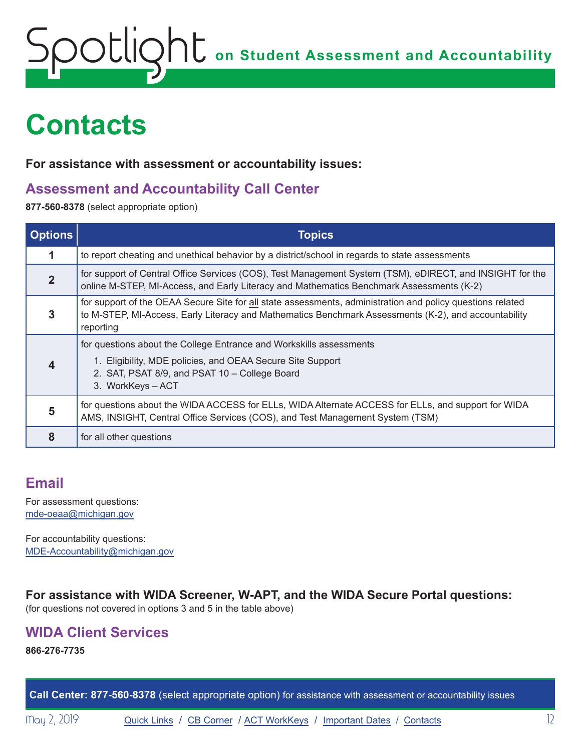# Contacts

**For assistance with assessment or accountability issues:**

## Assessment and Accountability Call Center

**877-560-8378** (select appropriate option)

| Options | Topics |
|---|---|
| **1** | to report cheating and unethical behavior by a district/school in regards to state assessments |
| **2** | for support of Central Office Services (COS), Test Management System (TSM), eDIRECT, and INSIGHT for the online M-STEP, MI-Access, and Early Literacy and Mathematics Benchmark Assessments (K-2) |
| **3** | for support of the OEAA Secure Site for all state assessments, administration and policy questions related to M-STEP, MI-Access, Early Literacy and Mathematics Benchmark Assessments (K-2), and accountability reporting |
| **4** | for questions about the College Entrance and Workskills assessments<br>1. Eligibility, MDE policies, and OEAA Secure Site Support<br>2. SAT, PSAT 8/9, and PSAT 10 – College Board<br>3. WorkKeys – ACT |
| **5** | for questions about the WIDA ACCESS for ELLs, WIDA Alternate ACCESS for ELLs, and support for WIDA AMS, INSIGHT, Central Office Services (COS), and Test Management System (TSM) |
| **8** | for all other questions |

## Email

For assessment questions:
mde-oeaa@michigan.gov

For accountability questions:
MDE-Accountability@michigan.gov

**For assistance with WIDA Screener, W-APT, and the WIDA Secure Portal questions:**
(for questions not covered in options 3 and 5 in the table above)

## WIDA Client Services

**866-276-7735**

**Call Center: 877-560-8378** (select appropriate option) for assistance with assessment or accountability issues